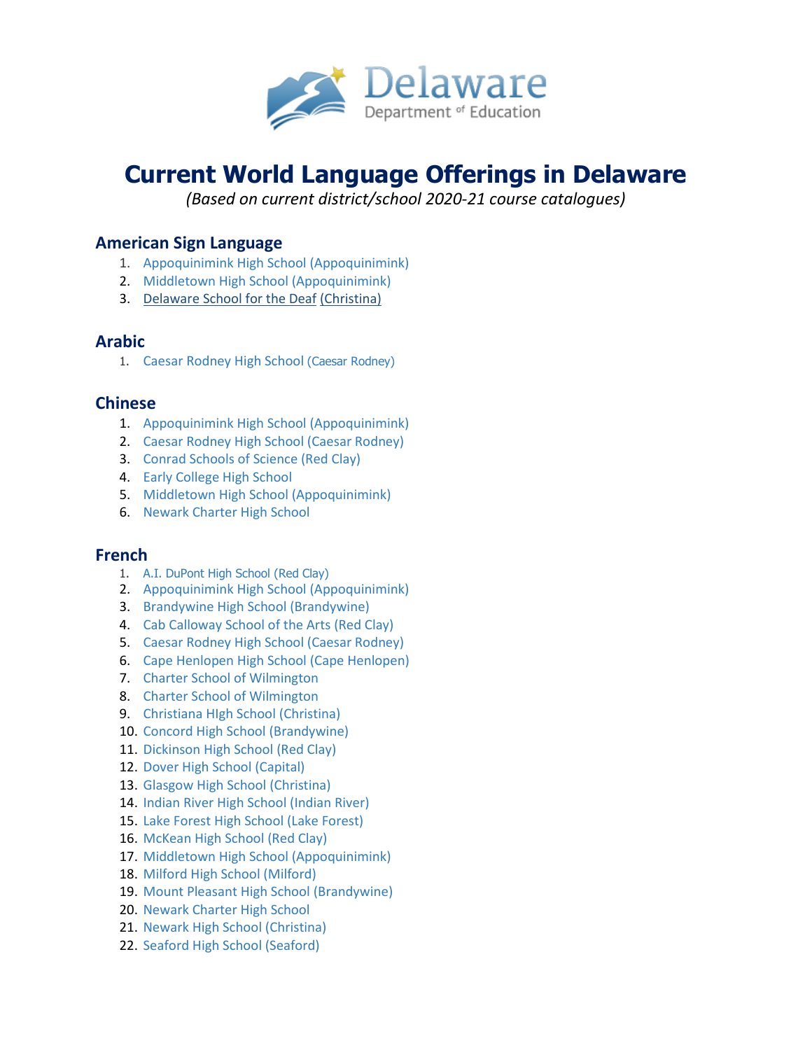Delaware
Department of Education

# Current World Language Offerings in Delaware

*(Based on current district/school 2020-21 course catalogues)*

## American Sign Language

1. Appoquinimink High School (Appoquinimink)
2. Middletown High School (Appoquinimink)
3. Delaware School for the Deaf (Christina)

## Arabic

1. Caesar Rodney High School (Caesar Rodney)

## Chinese

1. Appoquinimink High School (Appoquinimink)
2. Caesar Rodney High School (Caesar Rodney)
3. Conrad Schools of Science (Red Clay)
4. Early College High School
5. Middletown High School (Appoquinimink)
6. Newark Charter High School

## French

1. A.I. DuPont High School (Red Clay)
2. Appoquinimink High School (Appoquinimink)
3. Brandywine High School (Brandywine)
4. Cab Calloway School of the Arts (Red Clay)
5. Caesar Rodney High School (Caesar Rodney)
6. Cape Henlopen High School (Cape Henlopen)
7. Charter School of Wilmington
8. Charter School of Wilmington
9. Christiana HIgh School (Christina)
10. Concord High School (Brandywine)
11. Dickinson High School (Red Clay)
12. Dover High School (Capital)
13. Glasgow High School (Christina)
14. Indian River High School (Indian River)
15. Lake Forest High School (Lake Forest)
16. McKean High School (Red Clay)
17. Middletown High School (Appoquinimink)
18. Milford High School (Milford)
19. Mount Pleasant High School (Brandywine)
20. Newark Charter High School
21. Newark High School (Christina)
22. Seaford High School (Seaford)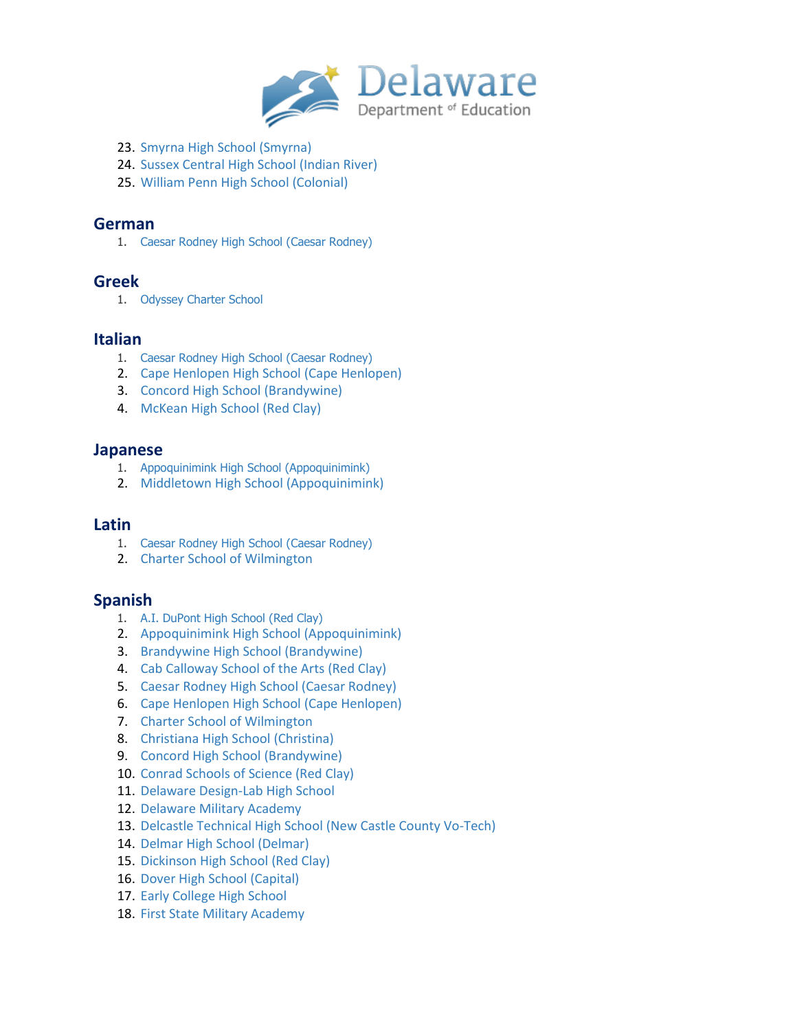23. Smyrna High School (Smyrna)
24. Sussex Central High School (Indian River)
25. William Penn High School (Colonial)

## German

1. Caesar Rodney High School (Caesar Rodney)

## Greek

1. Odyssey Charter School

## Italian

1. Caesar Rodney High School (Caesar Rodney)
2. Cape Henlopen High School (Cape Henlopen)
3. Concord High School (Brandywine)
4. McKean High School (Red Clay)

## Japanese

1. Appoquinimink High School (Appoquinimink)
2. Middletown High School (Appoquinimink)

## Latin

1. Caesar Rodney High School (Caesar Rodney)
2. Charter School of Wilmington

## Spanish

1. A.I. DuPont High School (Red Clay)
2. Appoquinimink High School (Appoquinimink)
3. Brandywine High School (Brandywine)
4. Cab Calloway School of the Arts (Red Clay)
5. Caesar Rodney High School (Caesar Rodney)
6. Cape Henlopen High School (Cape Henlopen)
7. Charter School of Wilmington
8. Christiana High School (Christina)
9. Concord High School (Brandywine)
10. Conrad Schools of Science (Red Clay)
11. Delaware Design-Lab High School
12. Delaware Military Academy
13. Delcastle Technical High School (New Castle County Vo-Tech)
14. Delmar High School (Delmar)
15. Dickinson High School (Red Clay)
16. Dover High School (Capital)
17. Early College High School
18. First State Military Academy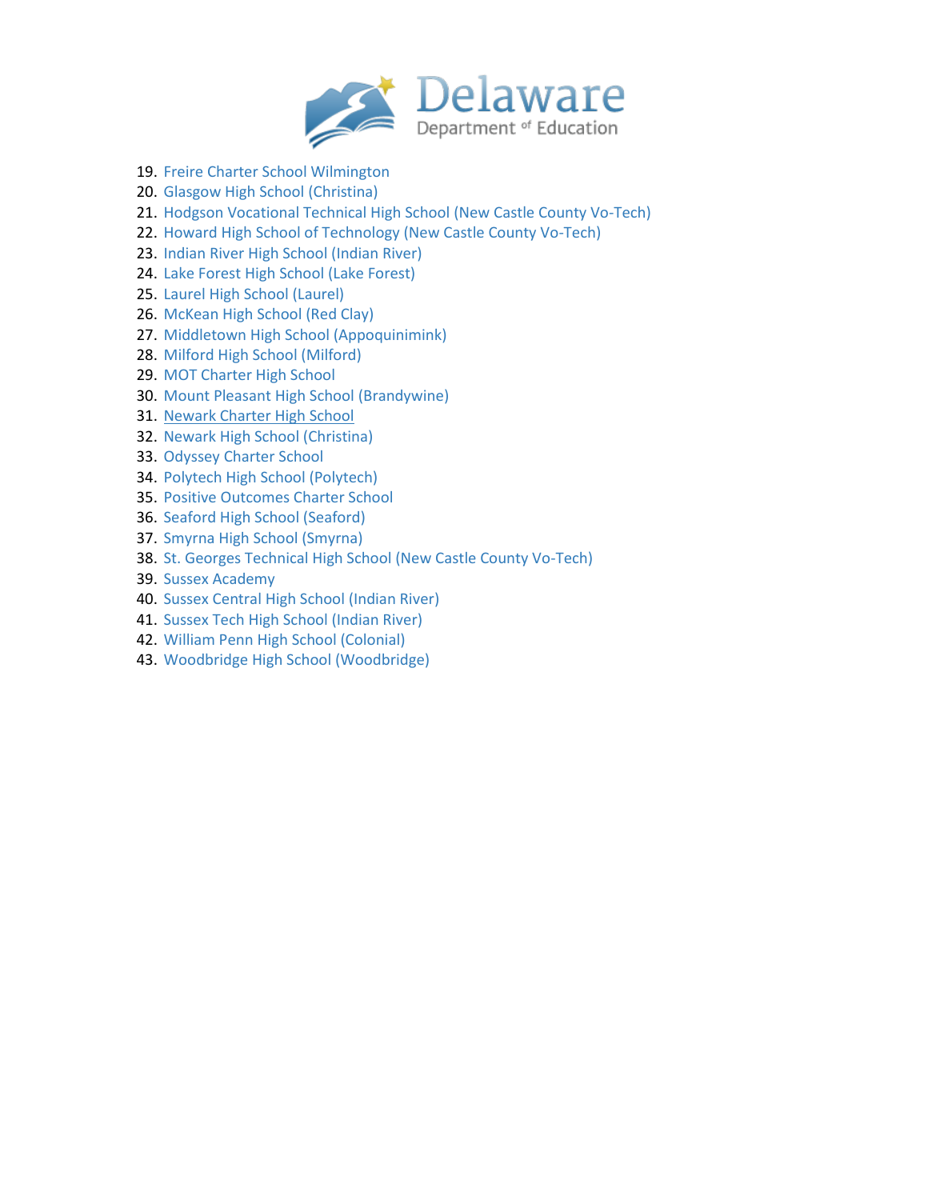19. Freire Charter School Wilmington
20. Glasgow High School (Christina)
21. Hodgson Vocational Technical High School (New Castle County Vo-Tech)
22. Howard High School of Technology (New Castle County Vo-Tech)
23. Indian River High School (Indian River)
24. Lake Forest High School (Lake Forest)
25. Laurel High School (Laurel)
26. McKean High School (Red Clay)
27. Middletown High School (Appoquinimink)
28. Milford High School (Milford)
29. MOT Charter High School
30. Mount Pleasant High School (Brandywine)
31. Newark Charter High School
32. Newark High School (Christina)
33. Odyssey Charter School
34. Polytech High School (Polytech)
35. Positive Outcomes Charter School
36. Seaford High School (Seaford)
37. Smyrna High School (Smyrna)
38. St. Georges Technical High School (New Castle County Vo-Tech)
39. Sussex Academy
40. Sussex Central High School (Indian River)
41. Sussex Tech High School (Indian River)
42. William Penn High School (Colonial)
43. Woodbridge High School (Woodbridge)